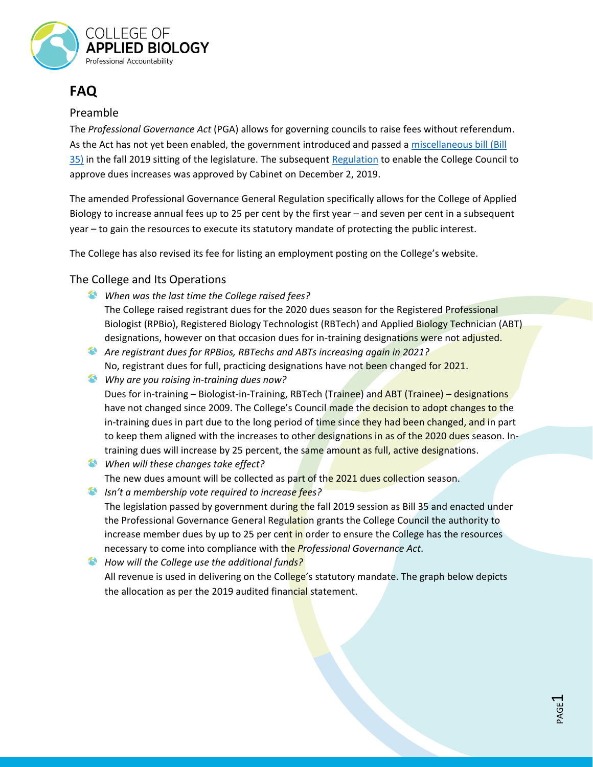COLLEGE OF
**APPLIED BIOLOGY**
Professional Accountability

# FAQ

## Preamble

The *Professional Governance Act* (PGA) allows for governing councils to raise fees without referendum. As the Act has not yet been enabled, the government introduced and passed a [miscellaneous bill (Bill 35)] in the fall 2019 sitting of the legislature. The subsequent [Regulation] to enable the College Council to approve dues increases was approved by Cabinet on December 2, 2019.

The amended Professional Governance General Regulation specifically allows for the College of Applied Biology to increase annual fees up to 25 per cent by the first year – and seven per cent in a subsequent year – to gain the resources to execute its statutory mandate of protecting the public interest.

The College has also revised its fee for listing an employment posting on the College's website.

## The College and Its Operations

- *When was the last time the College raised fees?*
  The College raised registrant dues for the 2020 dues season for the Registered Professional Biologist (RPBio), Registered Biology Technologist (RBTech) and Applied Biology Technician (ABT) designations, however on that occasion dues for in-training designations were not adjusted.
- *Are registrant dues for RPBios, RBTechs and ABTs increasing again in 2021?*
  No, registrant dues for full, practicing designations have not been changed for 2021.
- *Why are you raising in-training dues now?*
  Dues for in-training – Biologist-in-Training, RBTech (Trainee) and ABT (Trainee) – designations have not changed since 2009. The College's Council made the decision to adopt changes to the in-training dues in part due to the long period of time since they had been changed, and in part to keep them aligned with the increases to other designations in as of the 2020 dues season. In-training dues will increase by 25 percent, the same amount as full, active designations.
- *When will these changes take effect?*
  The new dues amount will be collected as part of the 2021 dues collection season.
- *Isn't a membership vote required to increase fees?*
  The legislation passed by government during the fall 2019 session as Bill 35 and enacted under the Professional Governance General Regulation grants the College Council the authority to increase member dues by up to 25 per cent in order to ensure the College has the resources necessary to come into compliance with the *Professional Governance Act*.
- *How will the College use the additional funds?*
  All revenue is used in delivering on the College's statutory mandate. The graph below depicts the allocation as per the 2019 audited financial statement.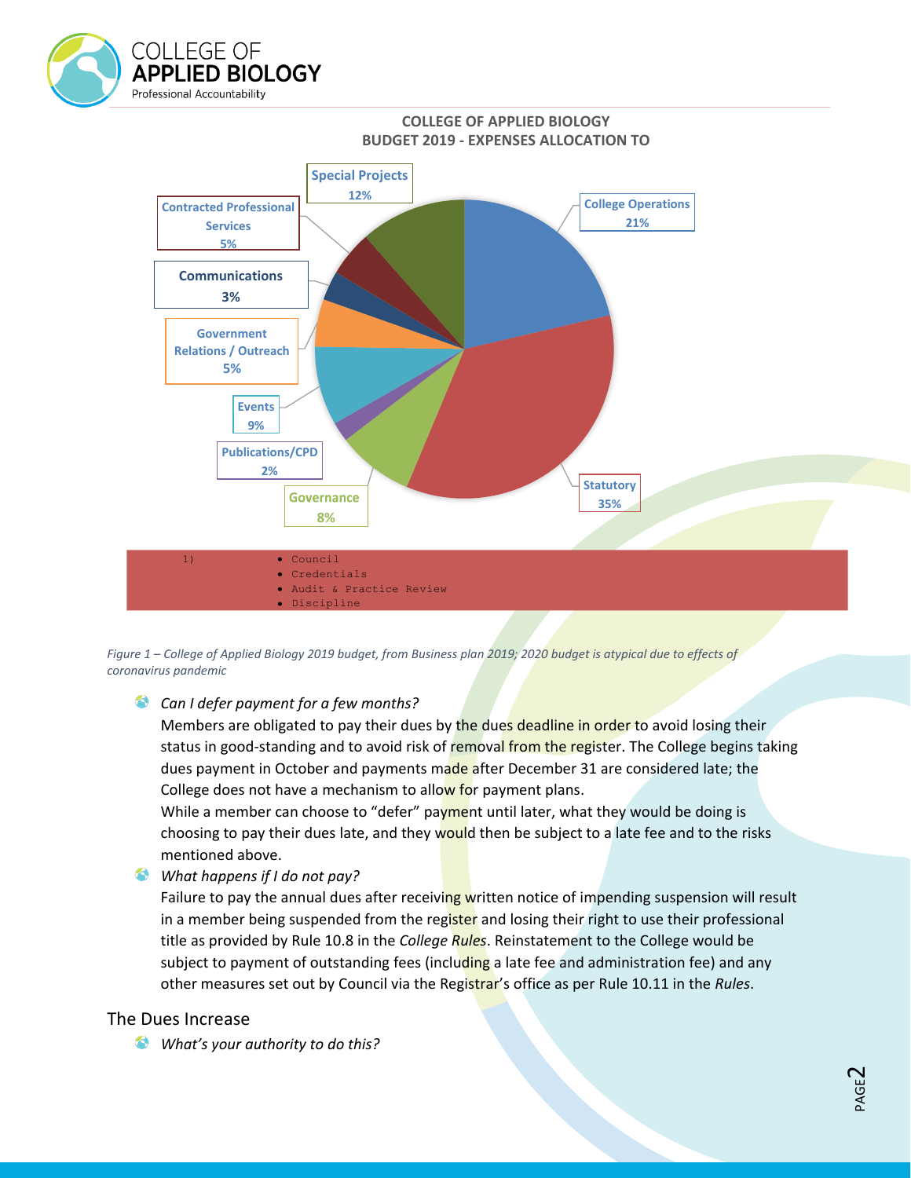**COLLEGE OF APPLIED BIOLOGY**
**BUDGET 2019 - EXPENSES ALLOCATION TO**

- Special Projects 12%
- College Operations 21%
- Contracted Professional Services 5%
- Communications 3%
- Government Relations / Outreach 5%
- Events 9%
- Publications/CPD 2%
- Governance 8%
- Statutory 35%

1)
- Council
- Credentials
- Audit & Practice Review
- Discipline

*Figure 1 – College of Applied Biology 2019 budget, from Business plan 2019; 2020 budget is atypical due to effects of coronavirus pandemic*

- *Can I defer payment for a few months?*
  Members are obligated to pay their dues by the dues deadline in order to avoid losing their status in good-standing and to avoid risk of removal from the register. The College begins taking dues payment in October and payments made after December 31 are considered late; the College does not have a mechanism to allow for payment plans.
  While a member can choose to "defer" payment until later, what they would be doing is choosing to pay their dues late, and they would then be subject to a late fee and to the risks mentioned above.
- *What happens if I do not pay?*
  Failure to pay the annual dues after receiving written notice of impending suspension will result in a member being suspended from the register and losing their right to use their professional title as provided by Rule 10.8 in the *College Rules*. Reinstatement to the College would be subject to payment of outstanding fees (including a late fee and administration fee) and any other measures set out by Council via the Registrar's office as per Rule 10.11 in the *Rules*.

## The Dues Increase

- *What's your authority to do this?*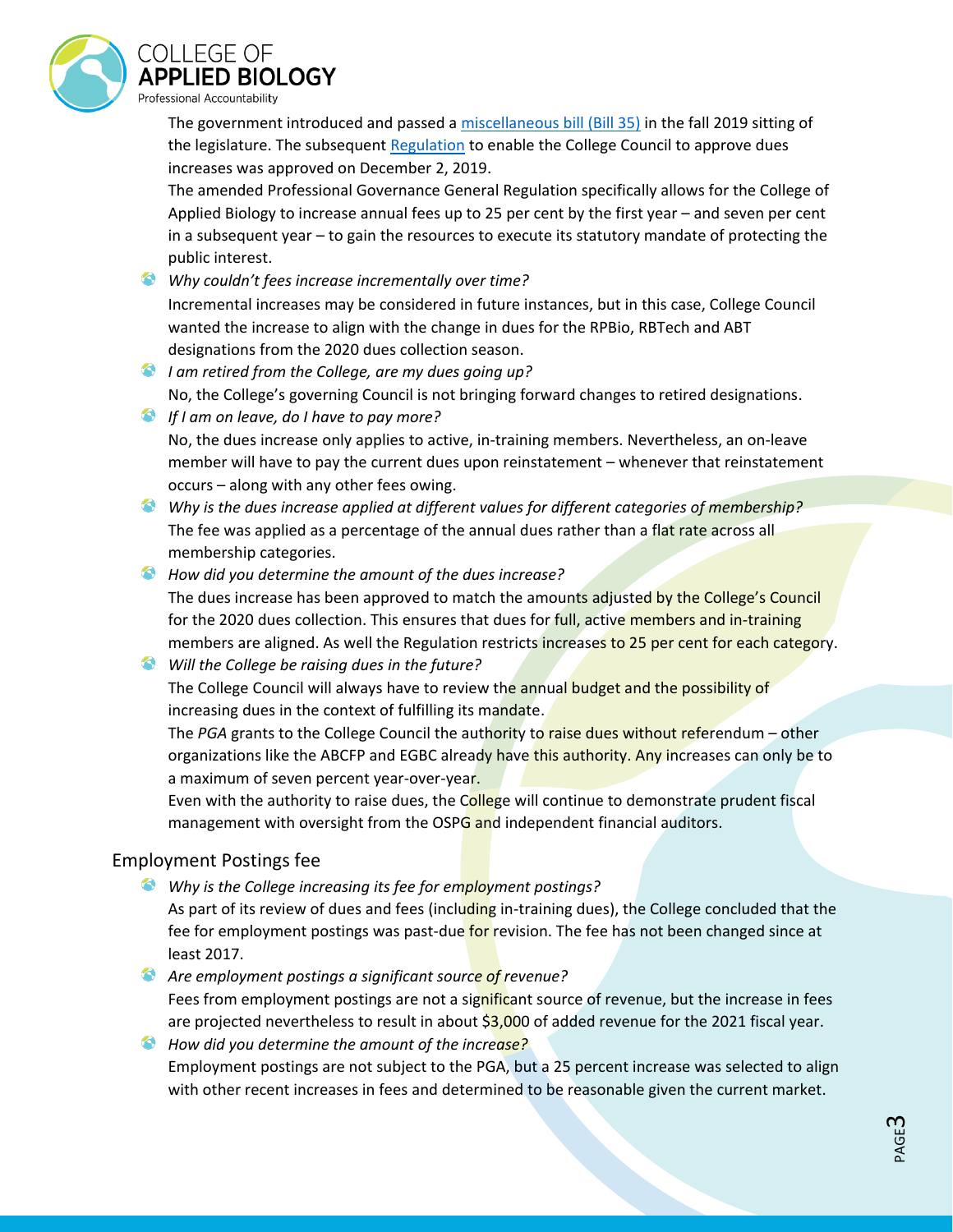The government introduced and passed a miscellaneous bill (Bill 35) in the fall 2019 sitting of the legislature. The subsequent Regulation to enable the College Council to approve dues increases was approved on December 2, 2019.

The amended Professional Governance General Regulation specifically allows for the College of Applied Biology to increase annual fees up to 25 per cent by the first year – and seven per cent in a subsequent year – to gain the resources to execute its statutory mandate of protecting the public interest.

- *Why couldn't fees increase incrementally over time?*
  Incremental increases may be considered in future instances, but in this case, College Council wanted the increase to align with the change in dues for the RPBio, RBTech and ABT designations from the 2020 dues collection season.
- *I am retired from the College, are my dues going up?*
  No, the College's governing Council is not bringing forward changes to retired designations.
- *If I am on leave, do I have to pay more?*
  No, the dues increase only applies to active, in-training members. Nevertheless, an on-leave member will have to pay the current dues upon reinstatement – whenever that reinstatement occurs – along with any other fees owing.
- *Why is the dues increase applied at different values for different categories of membership?*
  The fee was applied as a percentage of the annual dues rather than a flat rate across all membership categories.
- *How did you determine the amount of the dues increase?*
  The dues increase has been approved to match the amounts adjusted by the College's Council for the 2020 dues collection. This ensures that dues for full, active members and in-training members are aligned. As well the Regulation restricts increases to 25 per cent for each category.
- *Will the College be raising dues in the future?*
  The College Council will always have to review the annual budget and the possibility of increasing dues in the context of fulfilling its mandate.

  The *PGA* grants to the College Council the authority to raise dues without referendum – other organizations like the ABCFP and EGBC already have this authority. Any increases can only be to a maximum of seven percent year-over-year.

  Even with the authority to raise dues, the College will continue to demonstrate prudent fiscal management with oversight from the OSPG and independent financial auditors.

## Employment Postings fee

- *Why is the College increasing its fee for employment postings?*
  As part of its review of dues and fees (including in-training dues), the College concluded that the fee for employment postings was past-due for revision. The fee has not been changed since at least 2017.
- *Are employment postings a significant source of revenue?*
  Fees from employment postings are not a significant source of revenue, but the increase in fees are projected nevertheless to result in about $3,000 of added revenue for the 2021 fiscal year.
- *How did you determine the amount of the increase?*
  Employment postings are not subject to the PGA, but a 25 percent increase was selected to align with other recent increases in fees and determined to be reasonable given the current market.